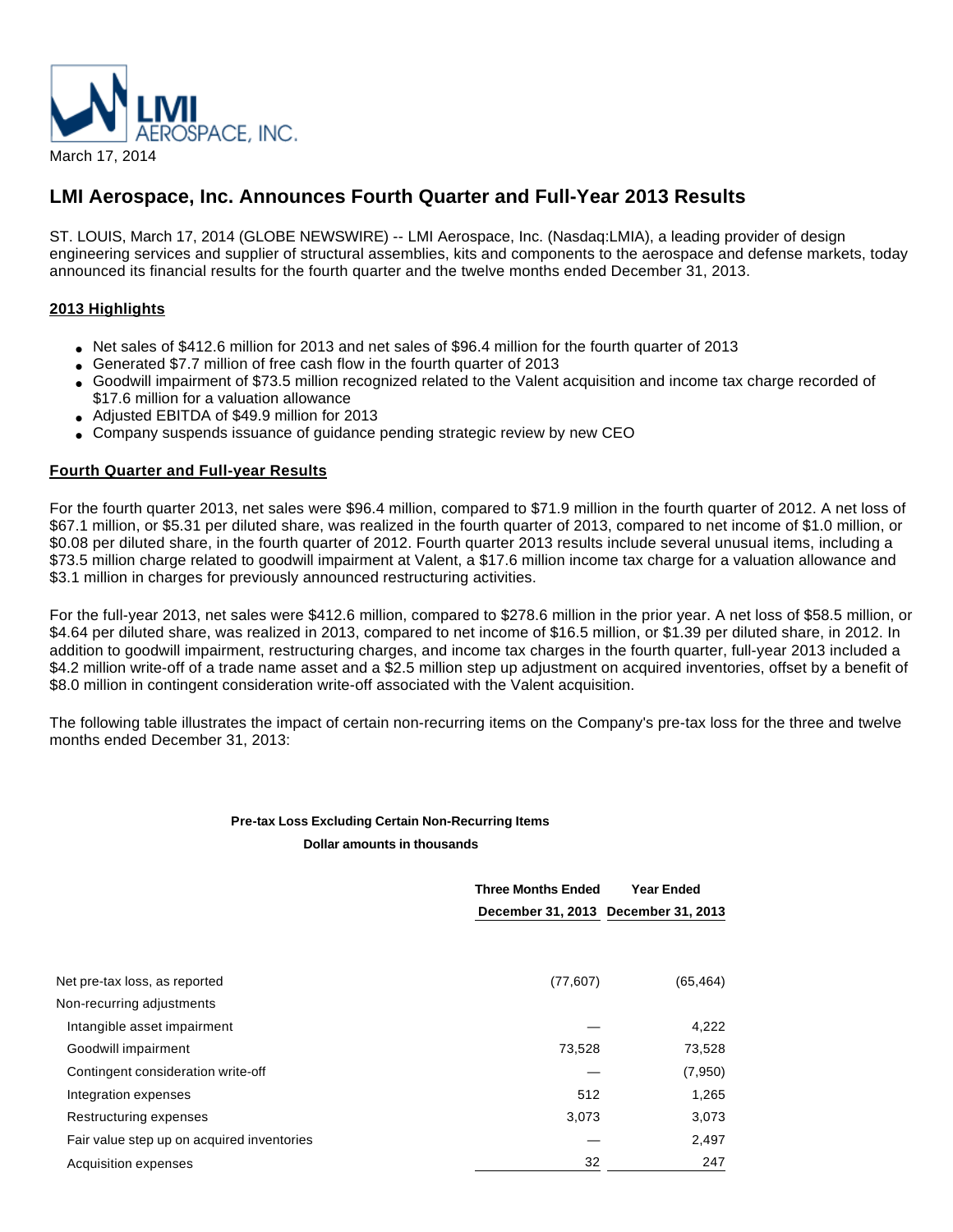LMI AEROSPACE, INC.

March 17, 2014

# LMI Aerospace, Inc. Announces Fourth Quarter and Full-Year 2013 Results

ST. LOUIS, March 17, 2014 (GLOBE NEWSWIRE) -- LMI Aerospace, Inc. (Nasdaq:LMIA), a leading provider of design engineering services and supplier of structural assemblies, kits and components to the aerospace and defense markets, today announced its financial results for the fourth quarter and the twelve months ended December 31, 2013.

## 2013 Highlights

- Net sales of $412.6 million for 2013 and net sales of $96.4 million for the fourth quarter of 2013
- Generated $7.7 million of free cash flow in the fourth quarter of 2013
- Goodwill impairment of $73.5 million recognized related to the Valent acquisition and income tax charge recorded of $17.6 million for a valuation allowance
- Adjusted EBITDA of $49.9 million for 2013
- Company suspends issuance of guidance pending strategic review by new CEO

## Fourth Quarter and Full-year Results

For the fourth quarter 2013, net sales were $96.4 million, compared to $71.9 million in the fourth quarter of 2012. A net loss of $67.1 million, or $5.31 per diluted share, was realized in the fourth quarter of 2013, compared to net income of $1.0 million, or $0.08 per diluted share, in the fourth quarter of 2012. Fourth quarter 2013 results include several unusual items, including a $73.5 million charge related to goodwill impairment at Valent, a $17.6 million income tax charge for a valuation allowance and $3.1 million in charges for previously announced restructuring activities.

For the full-year 2013, net sales were $412.6 million, compared to $278.6 million in the prior year. A net loss of $58.5 million, or $4.64 per diluted share, was realized in 2013, compared to net income of $16.5 million, or $1.39 per diluted share, in 2012. In addition to goodwill impairment, restructuring charges, and income tax charges in the fourth quarter, full-year 2013 included a $4.2 million write-off of a trade name asset and a $2.5 million step up adjustment on acquired inventories, offset by a benefit of $8.0 million in contingent consideration write-off associated with the Valent acquisition.

The following table illustrates the impact of certain non-recurring items on the Company's pre-tax loss for the three and twelve months ended December 31, 2013:

**Pre-tax Loss Excluding Certain Non-Recurring Items**

**Dollar amounts in thousands**

| | Three Months Ended December 31, 2013 | Year Ended December 31, 2013 |
|---|---|---|
| Net pre-tax loss, as reported | (77,607) | (65,464) |
| Non-recurring adjustments | | |
| Intangible asset impairment | — | 4,222 |
| Goodwill impairment | 73,528 | 73,528 |
| Contingent consideration write-off | — | (7,950) |
| Integration expenses | 512 | 1,265 |
| Restructuring expenses | 3,073 | 3,073 |
| Fair value step up on acquired inventories | — | 2,497 |
| Acquisition expenses | 32 | 247 |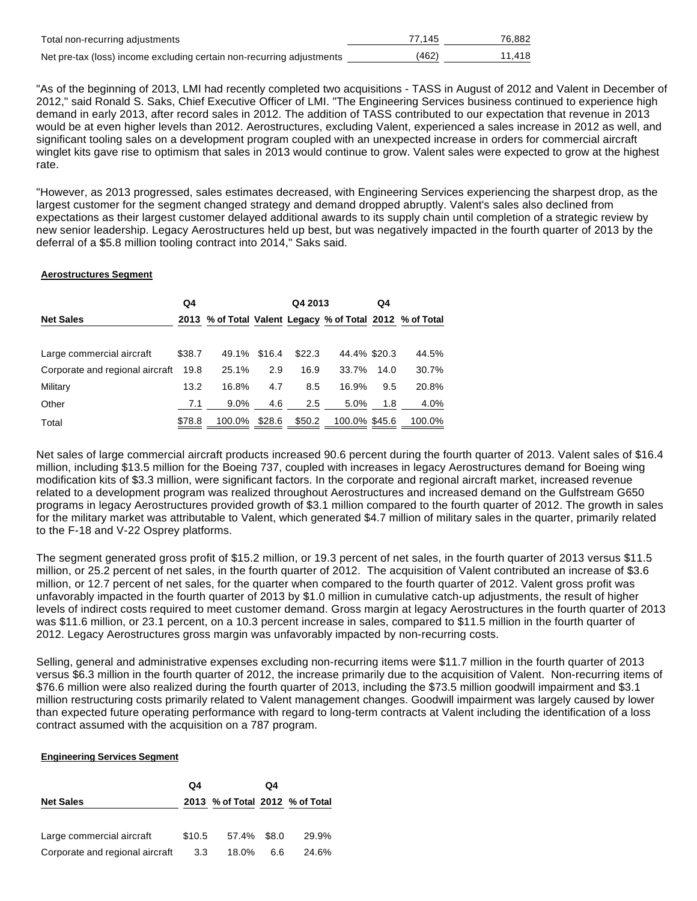| | | |
|---|---|---|
| Total non-recurring adjustments | 77,145 | 76,882 |
| Net pre-tax (loss) income excluding certain non-recurring adjustments | (462) | 11,418 |

"As of the beginning of 2013, LMI had recently completed two acquisitions - TASS in August of 2012 and Valent in December of 2012," said Ronald S. Saks, Chief Executive Officer of LMI. "The Engineering Services business continued to experience high demand in early 2013, after record sales in 2012. The addition of TASS contributed to our expectation that revenue in 2013 would be at even higher levels than 2012. Aerostructures, excluding Valent, experienced a sales increase in 2012 as well, and significant tooling sales on a development program coupled with an unexpected increase in orders for commercial aircraft winglet kits gave rise to optimism that sales in 2013 would continue to grow. Valent sales were expected to grow at the highest rate.

"However, as 2013 progressed, sales estimates decreased, with Engineering Services experiencing the sharpest drop, as the largest customer for the segment changed strategy and demand dropped abruptly. Valent's sales also declined from expectations as their largest customer delayed additional awards to its supply chain until completion of a strategic review by new senior leadership. Legacy Aerostructures held up best, but was negatively impacted in the fourth quarter of 2013 by the deferral of a $5.8 million tooling contract into 2014," Saks said.

**Aerostructures Segment**

| Net Sales | Q4 2013 | % of Total | Q4 2013 Valent | Q4 2013 Legacy | % of Total | Q4 2012 | % of Total |
|---|---|---|---|---|---|---|---|
| Large commercial aircraft | $38.7 | 49.1% | $16.4 | $22.3 | 44.4% | $20.3 | 44.5% |
| Corporate and regional aircraft | 19.8 | 25.1% | 2.9 | 16.9 | 33.7% | 14.0 | 30.7% |
| Military | 13.2 | 16.8% | 4.7 | 8.5 | 16.9% | 9.5 | 20.8% |
| Other | 7.1 | 9.0% | 4.6 | 2.5 | 5.0% | 1.8 | 4.0% |
| Total | $78.8 | 100.0% | $28.6 | $50.2 | 100.0% | $45.6 | 100.0% |

Net sales of large commercial aircraft products increased 90.6 percent during the fourth quarter of 2013. Valent sales of $16.4 million, including $13.5 million for the Boeing 737, coupled with increases in legacy Aerostructures demand for Boeing wing modification kits of $3.3 million, were significant factors. In the corporate and regional aircraft market, increased revenue related to a development program was realized throughout Aerostructures and increased demand on the Gulfstream G650 programs in legacy Aerostructures provided growth of $3.1 million compared to the fourth quarter of 2012. The growth in sales for the military market was attributable to Valent, which generated $4.7 million of military sales in the quarter, primarily related to the F-18 and V-22 Osprey platforms.

The segment generated gross profit of $15.2 million, or 19.3 percent of net sales, in the fourth quarter of 2013 versus $11.5 million, or 25.2 percent of net sales, in the fourth quarter of 2012. The acquisition of Valent contributed an increase of $3.6 million, or 12.7 percent of net sales, for the quarter when compared to the fourth quarter of 2012. Valent gross profit was unfavorably impacted in the fourth quarter of 2013 by $1.0 million in cumulative catch-up adjustments, the result of higher levels of indirect costs required to meet customer demand. Gross margin at legacy Aerostructures in the fourth quarter of 2013 was $11.6 million, or 23.1 percent, on a 10.3 percent increase in sales, compared to $11.5 million in the fourth quarter of 2012. Legacy Aerostructures gross margin was unfavorably impacted by non-recurring costs.

Selling, general and administrative expenses excluding non-recurring items were $11.7 million in the fourth quarter of 2013 versus $6.3 million in the fourth quarter of 2012, the increase primarily due to the acquisition of Valent. Non-recurring items of $76.6 million were also realized during the fourth quarter of 2013, including the $73.5 million goodwill impairment and $3.1 million restructuring costs primarily related to Valent management changes. Goodwill impairment was largely caused by lower than expected future operating performance with regard to long-term contracts at Valent including the identification of a loss contract assumed with the acquisition on a 787 program.

**Engineering Services Segment**

| Net Sales | Q4 2013 | % of Total | Q4 2012 | % of Total |
|---|---|---|---|---|
| Large commercial aircraft | $10.5 | 57.4% | $8.0 | 29.9% |
| Corporate and regional aircraft | 3.3 | 18.0% | 6.6 | 24.6% |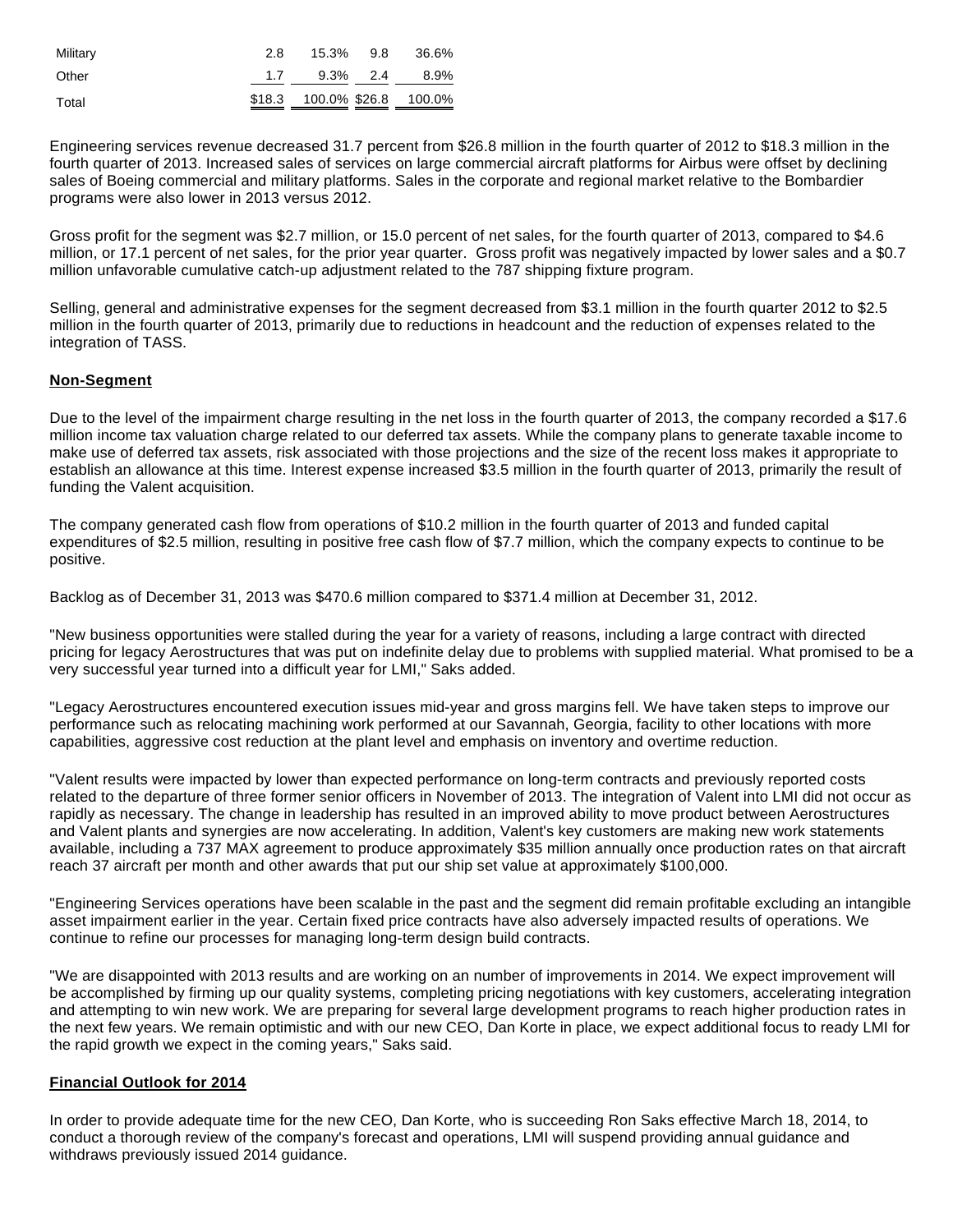| | | | | |
|---|---|---|---|---|
| Military | 2.8 | 15.3% | 9.8 | 36.6% |
| Other | 1.7 | 9.3% | 2.4 | 8.9% |
| Total | $18.3 | 100.0% | $26.8 | 100.0% |

Engineering services revenue decreased 31.7 percent from $26.8 million in the fourth quarter of 2012 to $18.3 million in the fourth quarter of 2013. Increased sales of services on large commercial aircraft platforms for Airbus were offset by declining sales of Boeing commercial and military platforms. Sales in the corporate and regional market relative to the Bombardier programs were also lower in 2013 versus 2012.

Gross profit for the segment was $2.7 million, or 15.0 percent of net sales, for the fourth quarter of 2013, compared to $4.6 million, or 17.1 percent of net sales, for the prior year quarter. Gross profit was negatively impacted by lower sales and a $0.7 million unfavorable cumulative catch-up adjustment related to the 787 shipping fixture program.

Selling, general and administrative expenses for the segment decreased from $3.1 million in the fourth quarter 2012 to $2.5 million in the fourth quarter of 2013, primarily due to reductions in headcount and the reduction of expenses related to the integration of TASS.

**Non-Segment**

Due to the level of the impairment charge resulting in the net loss in the fourth quarter of 2013, the company recorded a $17.6 million income tax valuation charge related to our deferred tax assets. While the company plans to generate taxable income to make use of deferred tax assets, risk associated with those projections and the size of the recent loss makes it appropriate to establish an allowance at this time. Interest expense increased $3.5 million in the fourth quarter of 2013, primarily the result of funding the Valent acquisition.

The company generated cash flow from operations of $10.2 million in the fourth quarter of 2013 and funded capital expenditures of $2.5 million, resulting in positive free cash flow of $7.7 million, which the company expects to continue to be positive.

Backlog as of December 31, 2013 was $470.6 million compared to $371.4 million at December 31, 2012.

"New business opportunities were stalled during the year for a variety of reasons, including a large contract with directed pricing for legacy Aerostructures that was put on indefinite delay due to problems with supplied material. What promised to be a very successful year turned into a difficult year for LMI," Saks added.

"Legacy Aerostructures encountered execution issues mid-year and gross margins fell. We have taken steps to improve our performance such as relocating machining work performed at our Savannah, Georgia, facility to other locations with more capabilities, aggressive cost reduction at the plant level and emphasis on inventory and overtime reduction.

"Valent results were impacted by lower than expected performance on long-term contracts and previously reported costs related to the departure of three former senior officers in November of 2013. The integration of Valent into LMI did not occur as rapidly as necessary. The change in leadership has resulted in an improved ability to move product between Aerostructures and Valent plants and synergies are now accelerating. In addition, Valent's key customers are making new work statements available, including a 737 MAX agreement to produce approximately $35 million annually once production rates on that aircraft reach 37 aircraft per month and other awards that put our ship set value at approximately $100,000.

"Engineering Services operations have been scalable in the past and the segment did remain profitable excluding an intangible asset impairment earlier in the year. Certain fixed price contracts have also adversely impacted results of operations. We continue to refine our processes for managing long-term design build contracts.

"We are disappointed with 2013 results and are working on an number of improvements in 2014. We expect improvement will be accomplished by firming up our quality systems, completing pricing negotiations with key customers, accelerating integration and attempting to win new work. We are preparing for several large development programs to reach higher production rates in the next few years. We remain optimistic and with our new CEO, Dan Korte in place, we expect additional focus to ready LMI for the rapid growth we expect in the coming years," Saks said.

**Financial Outlook for 2014**

In order to provide adequate time for the new CEO, Dan Korte, who is succeeding Ron Saks effective March 18, 2014, to conduct a thorough review of the company's forecast and operations, LMI will suspend providing annual guidance and withdraws previously issued 2014 guidance.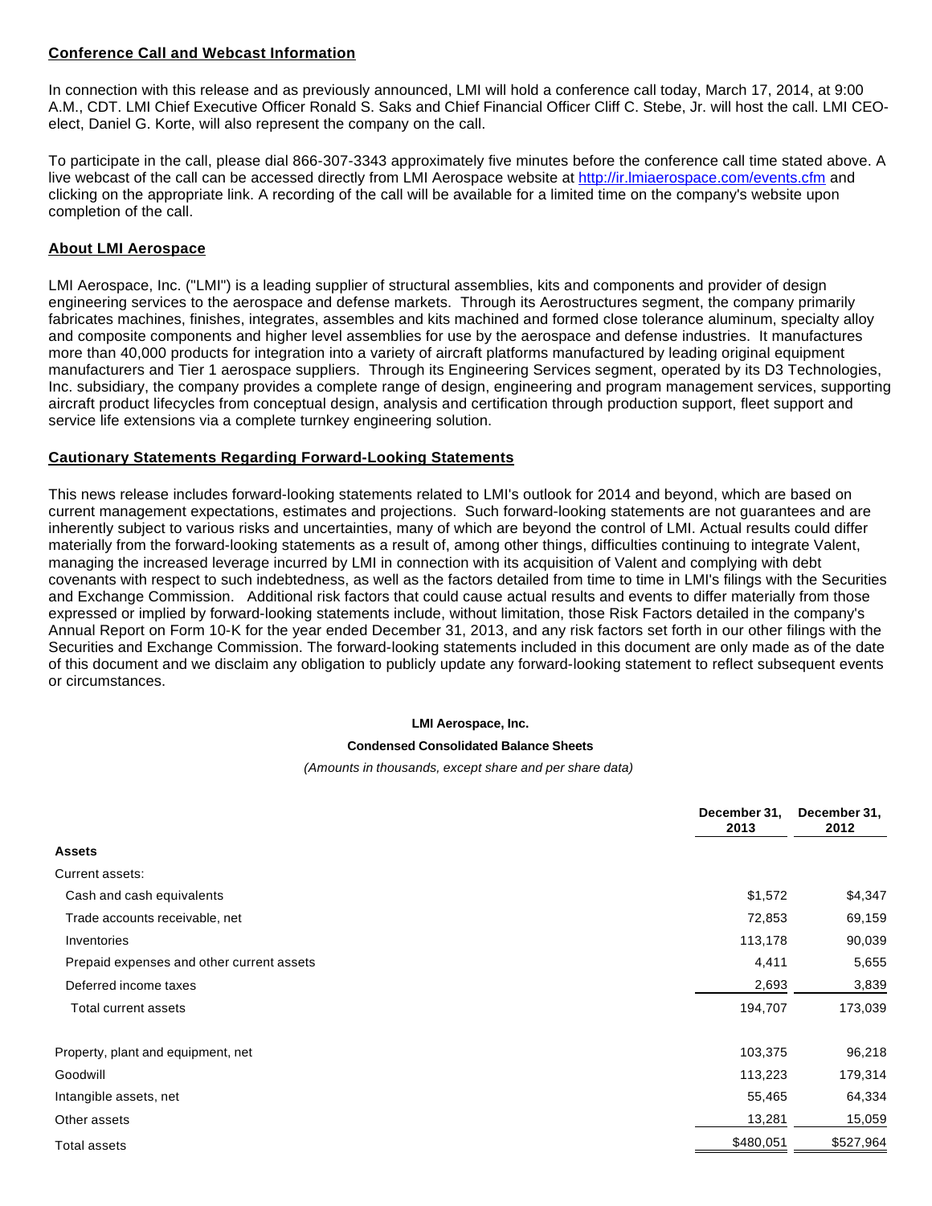## Conference Call and Webcast Information

In connection with this release and as previously announced, LMI will hold a conference call today, March 17, 2014, at 9:00 A.M., CDT. LMI Chief Executive Officer Ronald S. Saks and Chief Financial Officer Cliff C. Stebe, Jr. will host the call. LMI CEO-elect, Daniel G. Korte, will also represent the company on the call.

To participate in the call, please dial 866-307-3343 approximately five minutes before the conference call time stated above. A live webcast of the call can be accessed directly from LMI Aerospace website at http://ir.lmiaerospace.com/events.cfm and clicking on the appropriate link. A recording of the call will be available for a limited time on the company's website upon completion of the call.

## About LMI Aerospace

LMI Aerospace, Inc. ("LMI") is a leading supplier of structural assemblies, kits and components and provider of design engineering services to the aerospace and defense markets. Through its Aerostructures segment, the company primarily fabricates machines, finishes, integrates, assembles and kits machined and formed close tolerance aluminum, specialty alloy and composite components and higher level assemblies for use by the aerospace and defense industries. It manufactures more than 40,000 products for integration into a variety of aircraft platforms manufactured by leading original equipment manufacturers and Tier 1 aerospace suppliers. Through its Engineering Services segment, operated by its D3 Technologies, Inc. subsidiary, the company provides a complete range of design, engineering and program management services, supporting aircraft product lifecycles from conceptual design, analysis and certification through production support, fleet support and service life extensions via a complete turnkey engineering solution.

## Cautionary Statements Regarding Forward-Looking Statements

This news release includes forward-looking statements related to LMI's outlook for 2014 and beyond, which are based on current management expectations, estimates and projections. Such forward-looking statements are not guarantees and are inherently subject to various risks and uncertainties, many of which are beyond the control of LMI. Actual results could differ materially from the forward-looking statements as a result of, among other things, difficulties continuing to integrate Valent, managing the increased leverage incurred by LMI in connection with its acquisition of Valent and complying with debt covenants with respect to such indebtedness, as well as the factors detailed from time to time in LMI's filings with the Securities and Exchange Commission. Additional risk factors that could cause actual results and events to differ materially from those expressed or implied by forward-looking statements include, without limitation, those Risk Factors detailed in the company's Annual Report on Form 10-K for the year ended December 31, 2013, and any risk factors set forth in our other filings with the Securities and Exchange Commission. The forward-looking statements included in this document are only made as of the date of this document and we disclaim any obligation to publicly update any forward-looking statement to reflect subsequent events or circumstances.

**LMI Aerospace, Inc.**

**Condensed Consolidated Balance Sheets**

*(Amounts in thousands, except share and per share data)*

| | December 31, 2013 | December 31, 2012 |
|---|---|---|
| **Assets** | | |
| Current assets: | | |
| Cash and cash equivalents | $1,572 | $4,347 |
| Trade accounts receivable, net | 72,853 | 69,159 |
| Inventories | 113,178 | 90,039 |
| Prepaid expenses and other current assets | 4,411 | 5,655 |
| Deferred income taxes | 2,693 | 3,839 |
| Total current assets | 194,707 | 173,039 |
| | | |
| Property, plant and equipment, net | 103,375 | 96,218 |
| Goodwill | 113,223 | 179,314 |
| Intangible assets, net | 55,465 | 64,334 |
| Other assets | 13,281 | 15,059 |
| Total assets | $480,051 | $527,964 |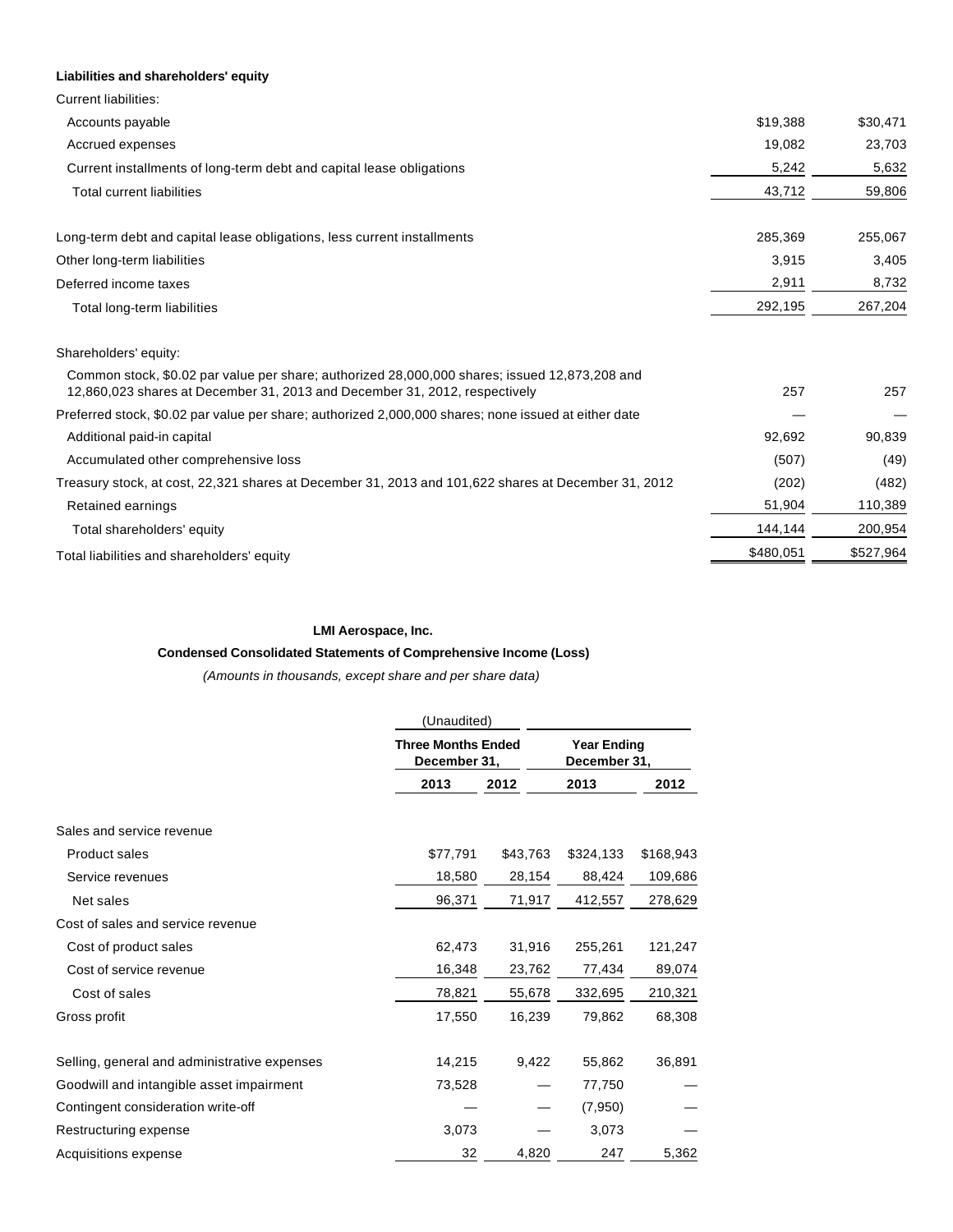**Liabilities and shareholders' equity**

| | | |
|---|---|---|
| Current liabilities: | | |
| Accounts payable | $19,388 | $30,471 |
| Accrued expenses | 19,082 | 23,703 |
| Current installments of long-term debt and capital lease obligations | 5,242 | 5,632 |
| Total current liabilities | 43,712 | 59,806 |
| | | |
| Long-term debt and capital lease obligations, less current installments | 285,369 | 255,067 |
| Other long-term liabilities | 3,915 | 3,405 |
| Deferred income taxes | 2,911 | 8,732 |
| Total long-term liabilities | 292,195 | 267,204 |
| | | |
| Shareholders' equity: | | |
| Common stock, $0.02 par value per share; authorized 28,000,000 shares; issued 12,873,208 and 12,860,023 shares at December 31, 2013 and December 31, 2012, respectively | 257 | 257 |
| Preferred stock, $0.02 par value per share; authorized 2,000,000 shares; none issued at either date | — | — |
| Additional paid-in capital | 92,692 | 90,839 |
| Accumulated other comprehensive loss | (507) | (49) |
| Treasury stock, at cost, 22,321 shares at December 31, 2013 and 101,622 shares at December 31, 2012 | (202) | (482) |
| Retained earnings | 51,904 | 110,389 |
| Total shareholders' equity | 144,144 | 200,954 |
| Total liabilities and shareholders' equity | $480,051 | $527,964 |

**LMI Aerospace, Inc.**

**Condensed Consolidated Statements of Comprehensive Income (Loss)**

*(Amounts in thousands, except share and per share data)*

| | (Unaudited) Three Months Ended December 31, | | Year Ending December 31, | |
|---|---|---|---|---|
| | 2013 | 2012 | 2013 | 2012 |
| Sales and service revenue | | | | |
| Product sales | $77,791 | $43,763 | $324,133 | $168,943 |
| Service revenues | 18,580 | 28,154 | 88,424 | 109,686 |
| Net sales | 96,371 | 71,917 | 412,557 | 278,629 |
| Cost of sales and service revenue | | | | |
| Cost of product sales | 62,473 | 31,916 | 255,261 | 121,247 |
| Cost of service revenue | 16,348 | 23,762 | 77,434 | 89,074 |
| Cost of sales | 78,821 | 55,678 | 332,695 | 210,321 |
| Gross profit | 17,550 | 16,239 | 79,862 | 68,308 |
| | | | | |
| Selling, general and administrative expenses | 14,215 | 9,422 | 55,862 | 36,891 |
| Goodwill and intangible asset impairment | 73,528 | — | 77,750 | — |
| Contingent consideration write-off | — | — | (7,950) | — |
| Restructuring expense | 3,073 | — | 3,073 | — |
| Acquisitions expense | 32 | 4,820 | 247 | 5,362 |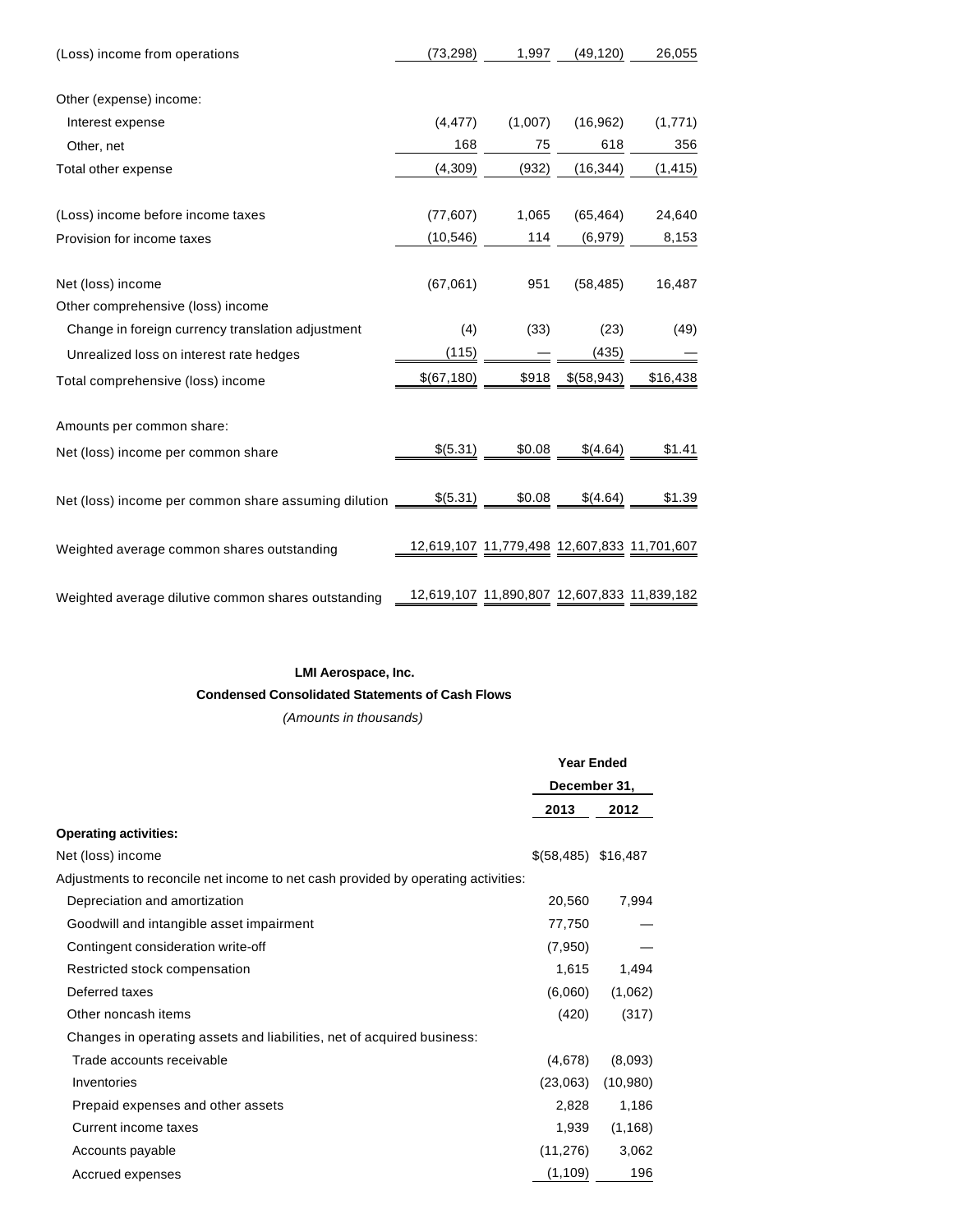| | | | | |
|---|---|---|---|---|
| (Loss) income from operations | (73,298) | 1,997 | (49,120) | 26,055 |
| Other (expense) income: | | | | |
| Interest expense | (4,477) | (1,007) | (16,962) | (1,771) |
| Other, net | 168 | 75 | 618 | 356 |
| Total other expense | (4,309) | (932) | (16,344) | (1,415) |
| (Loss) income before income taxes | (77,607) | 1,065 | (65,464) | 24,640 |
| Provision for income taxes | (10,546) | 114 | (6,979) | 8,153 |
| Net (loss) income | (67,061) | 951 | (58,485) | 16,487 |
| Other comprehensive (loss) income | | | | |
| Change in foreign currency translation adjustment | (4) | (33) | (23) | (49) |
| Unrealized loss on interest rate hedges | (115) | — | (435) | — |
| Total comprehensive (loss) income | $(67,180) | $918 | $(58,943) | $16,438 |
| Amounts per common share: | | | | |
| Net (loss) income per common share | $(5.31) | $0.08 | $(4.64) | $1.41 |
| Net (loss) income per common share assuming dilution | $(5.31) | $0.08 | $(4.64) | $1.39 |
| Weighted average common shares outstanding | 12,619,107 | 11,779,498 | 12,607,833 | 11,701,607 |
| Weighted average dilutive common shares outstanding | 12,619,107 | 11,890,807 | 12,607,833 | 11,839,182 |

**LMI Aerospace, Inc.**

**Condensed Consolidated Statements of Cash Flows**

*(Amounts in thousands)*

| | Year Ended December 31, | |
|---|---|---|
| | **2013** | **2012** |
| **Operating activities:** | | |
| Net (loss) income | $(58,485) | $16,487 |
| Adjustments to reconcile net income to net cash provided by operating activities: | | |
| Depreciation and amortization | 20,560 | 7,994 |
| Goodwill and intangible asset impairment | 77,750 | — |
| Contingent consideration write-off | (7,950) | — |
| Restricted stock compensation | 1,615 | 1,494 |
| Deferred taxes | (6,060) | (1,062) |
| Other noncash items | (420) | (317) |
| Changes in operating assets and liabilities, net of acquired business: | | |
| Trade accounts receivable | (4,678) | (8,093) |
| Inventories | (23,063) | (10,980) |
| Prepaid expenses and other assets | 2,828 | 1,186 |
| Current income taxes | 1,939 | (1,168) |
| Accounts payable | (11,276) | 3,062 |
| Accrued expenses | (1,109) | 196 |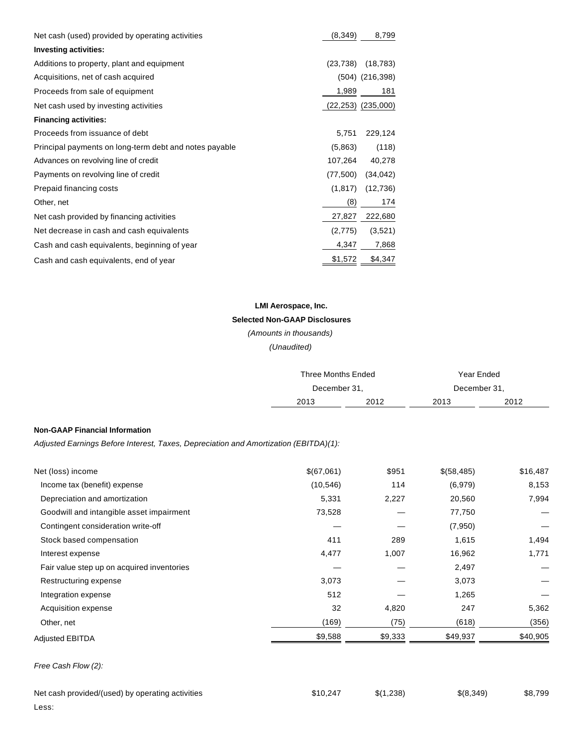| | | |
|---|---|---|
| Net cash (used) provided by operating activities | (8,349) | 8,799 |
| **Investing activities:** | | |
| Additions to property, plant and equipment | (23,738) | (18,783) |
| Acquisitions, net of cash acquired | (504) | (216,398) |
| Proceeds from sale of equipment | 1,989 | 181 |
| Net cash used by investing activities | (22,253) | (235,000) |
| **Financing activities:** | | |
| Proceeds from issuance of debt | 5,751 | 229,124 |
| Principal payments on long-term debt and notes payable | (5,863) | (118) |
| Advances on revolving line of credit | 107,264 | 40,278 |
| Payments on revolving line of credit | (77,500) | (34,042) |
| Prepaid financing costs | (1,817) | (12,736) |
| Other, net | (8) | 174 |
| Net cash provided by financing activities | 27,827 | 222,680 |
| Net decrease in cash and cash equivalents | (2,775) | (3,521) |
| Cash and cash equivalents, beginning of year | 4,347 | 7,868 |
| Cash and cash equivalents, end of year | $1,572 | $4,347 |

**LMI Aerospace, Inc.**

**Selected Non-GAAP Disclosures**

*(Amounts in thousands)*

*(Unaudited)*

| | Three Months Ended December 31, | | Year Ended December 31, | |
|---|---|---|---|---|
| | 2013 | 2012 | 2013 | 2012 |
| **Non-GAAP Financial Information** | | | | |
| *Adjusted Earnings Before Interest, Taxes, Depreciation and Amortization (EBITDA)(1):* | | | | |
| Net (loss) income | $(67,061) | $951 | $(58,485) | $16,487 |
| Income tax (benefit) expense | (10,546) | 114 | (6,979) | 8,153 |
| Depreciation and amortization | 5,331 | 2,227 | 20,560 | 7,994 |
| Goodwill and intangible asset impairment | 73,528 | — | 77,750 | — |
| Contingent consideration write-off | — | — | (7,950) | — |
| Stock based compensation | 411 | 289 | 1,615 | 1,494 |
| Interest expense | 4,477 | 1,007 | 16,962 | 1,771 |
| Fair value step up on acquired inventories | — | — | 2,497 | — |
| Restructuring expense | 3,073 | — | 3,073 | — |
| Integration expense | 512 | — | 1,265 | — |
| Acquisition expense | 32 | 4,820 | 247 | 5,362 |
| Other, net | (169) | (75) | (618) | (356) |
| Adjusted EBITDA | $9,588 | $9,333 | $49,937 | $40,905 |
| *Free Cash Flow (2):* | | | | |
| Net cash provided/(used) by operating activities | $10,247 | $(1,238) | $(8,349) | $8,799 |
| Less: | | | | |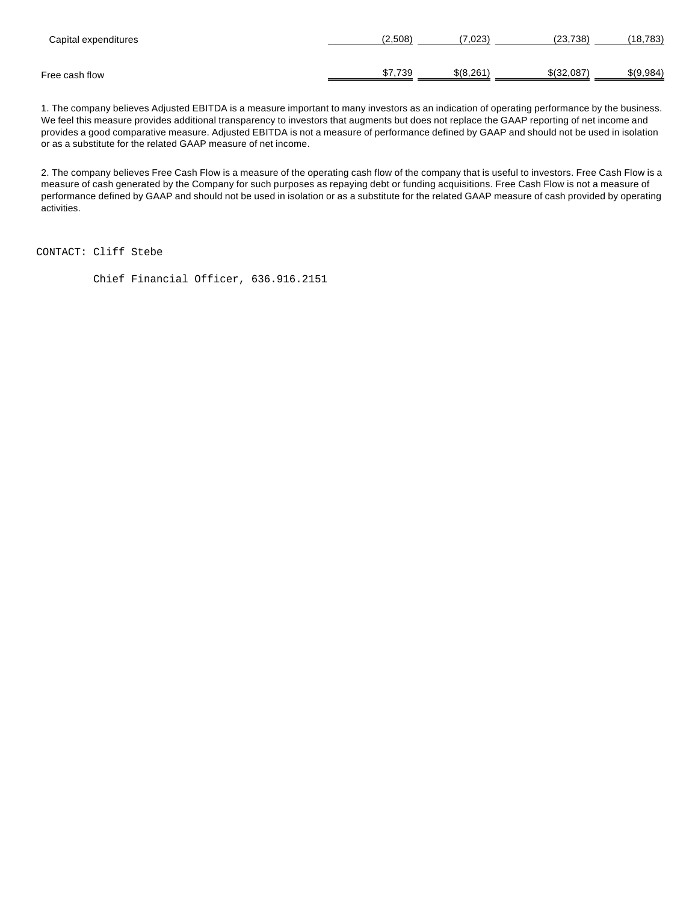| | | | | |
|---|---|---|---|---|
| Capital expenditures | (2,508) | (7,023) | (23,738) | (18,783) |
| Free cash flow | $7,739 | $(8,261) | $(32,087) | $(9,984) |

1. The company believes Adjusted EBITDA is a measure important to many investors as an indication of operating performance by the business. We feel this measure provides additional transparency to investors that augments but does not replace the GAAP reporting of net income and provides a good comparative measure. Adjusted EBITDA is not a measure of performance defined by GAAP and should not be used in isolation or as a substitute for the related GAAP measure of net income.

2. The company believes Free Cash Flow is a measure of the operating cash flow of the company that is useful to investors. Free Cash Flow is a measure of cash generated by the Company for such purposes as repaying debt or funding acquisitions. Free Cash Flow is not a measure of performance defined by GAAP and should not be used in isolation or as a substitute for the related GAAP measure of cash provided by operating activities.

CONTACT: Cliff Stebe

Chief Financial Officer, 636.916.2151